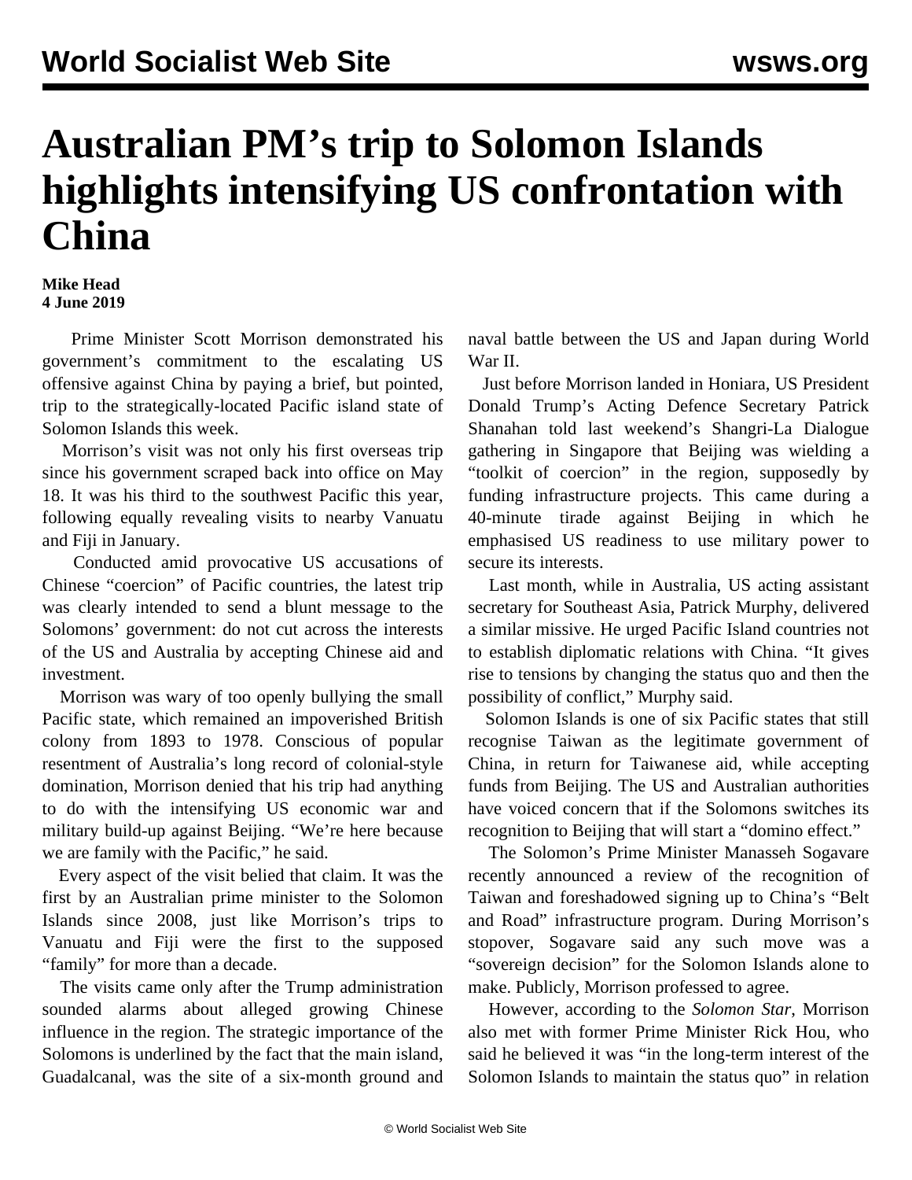# Australian PM's trip to Solomon Islands highlights intensifying US confrontation with China

**Mike Head**
**4 June 2019**

Prime Minister Scott Morrison demonstrated his government's commitment to the escalating US offensive against China by paying a brief, but pointed, trip to the strategically-located Pacific island state of Solomon Islands this week.

Morrison's visit was not only his first overseas trip since his government scraped back into office on May 18. It was his third to the southwest Pacific this year, following equally revealing visits to nearby Vanuatu and Fiji in January.

Conducted amid provocative US accusations of Chinese "coercion" of Pacific countries, the latest trip was clearly intended to send a blunt message to the Solomons' government: do not cut across the interests of the US and Australia by accepting Chinese aid and investment.

Morrison was wary of too openly bullying the small Pacific state, which remained an impoverished British colony from 1893 to 1978. Conscious of popular resentment of Australia's long record of colonial-style domination, Morrison denied that his trip had anything to do with the intensifying US economic war and military build-up against Beijing. "We're here because we are family with the Pacific," he said.

Every aspect of the visit belied that claim. It was the first by an Australian prime minister to the Solomon Islands since 2008, just like Morrison's trips to Vanuatu and Fiji were the first to the supposed "family" for more than a decade.

The visits came only after the Trump administration sounded alarms about alleged growing Chinese influence in the region. The strategic importance of the Solomons is underlined by the fact that the main island, Guadalcanal, was the site of a six-month ground and naval battle between the US and Japan during World War II.

Just before Morrison landed in Honiara, US President Donald Trump's Acting Defence Secretary Patrick Shanahan told last weekend's Shangri-La Dialogue gathering in Singapore that Beijing was wielding a "toolkit of coercion" in the region, supposedly by funding infrastructure projects. This came during a 40-minute tirade against Beijing in which he emphasised US readiness to use military power to secure its interests.

Last month, while in Australia, US acting assistant secretary for Southeast Asia, Patrick Murphy, delivered a similar missive. He urged Pacific Island countries not to establish diplomatic relations with China. "It gives rise to tensions by changing the status quo and then the possibility of conflict," Murphy said.

Solomon Islands is one of six Pacific states that still recognise Taiwan as the legitimate government of China, in return for Taiwanese aid, while accepting funds from Beijing. The US and Australian authorities have voiced concern that if the Solomons switches its recognition to Beijing that will start a "domino effect."

The Solomon's Prime Minister Manasseh Sogavare recently announced a review of the recognition of Taiwan and foreshadowed signing up to China's "Belt and Road" infrastructure program. During Morrison's stopover, Sogavare said any such move was a "sovereign decision" for the Solomon Islands alone to make. Publicly, Morrison professed to agree.

However, according to the *Solomon Star*, Morrison also met with former Prime Minister Rick Hou, who said he believed it was "in the long-term interest of the Solomon Islands to maintain the status quo" in relation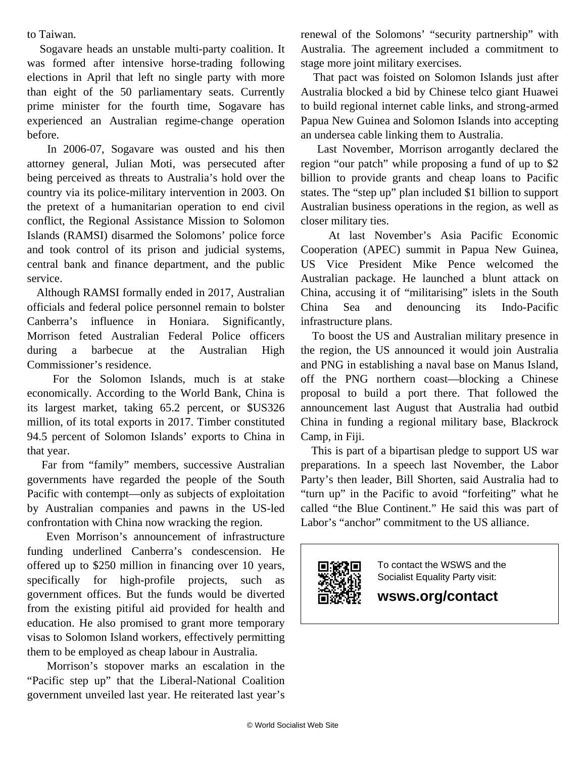to Taiwan.

Sogavare heads an unstable multi-party coalition. It was formed after intensive horse-trading following elections in April that left no single party with more than eight of the 50 parliamentary seats. Currently prime minister for the fourth time, Sogavare has experienced an Australian regime-change operation before.

In 2006-07, Sogavare was ousted and his then attorney general, Julian Moti, was persecuted after being perceived as threats to Australia's hold over the country via its police-military intervention in 2003. On the pretext of a humanitarian operation to end civil conflict, the Regional Assistance Mission to Solomon Islands (RAMSI) disarmed the Solomons' police force and took control of its prison and judicial systems, central bank and finance department, and the public service.

Although RAMSI formally ended in 2017, Australian officials and federal police personnel remain to bolster Canberra's influence in Honiara. Significantly, Morrison feted Australian Federal Police officers during a barbecue at the Australian High Commissioner's residence.

For the Solomon Islands, much is at stake economically. According to the World Bank, China is its largest market, taking 65.2 percent, or $US326 million, of its total exports in 2017. Timber constituted 94.5 percent of Solomon Islands' exports to China in that year.

Far from "family" members, successive Australian governments have regarded the people of the South Pacific with contempt—only as subjects of exploitation by Australian companies and pawns in the US-led confrontation with China now wracking the region.

Even Morrison's announcement of infrastructure funding underlined Canberra's condescension. He offered up to $250 million in financing over 10 years, specifically for high-profile projects, such as government offices. But the funds would be diverted from the existing pitiful aid provided for health and education. He also promised to grant more temporary visas to Solomon Island workers, effectively permitting them to be employed as cheap labour in Australia.

Morrison's stopover marks an escalation in the "Pacific step up" that the Liberal-National Coalition government unveiled last year. He reiterated last year's renewal of the Solomons' "security partnership" with Australia. The agreement included a commitment to stage more joint military exercises.

That pact was foisted on Solomon Islands just after Australia blocked a bid by Chinese telco giant Huawei to build regional internet cable links, and strong-armed Papua New Guinea and Solomon Islands into accepting an undersea cable linking them to Australia.

Last November, Morrison arrogantly declared the region "our patch" while proposing a fund of up to $2 billion to provide grants and cheap loans to Pacific states. The "step up" plan included $1 billion to support Australian business operations in the region, as well as closer military ties.

At last November's Asia Pacific Economic Cooperation (APEC) summit in Papua New Guinea, US Vice President Mike Pence welcomed the Australian package. He launched a blunt attack on China, accusing it of "militarising" islets in the South China Sea and denouncing its Indo-Pacific infrastructure plans.

To boost the US and Australian military presence in the region, the US announced it would join Australia and PNG in establishing a naval base on Manus Island, off the PNG northern coast—blocking a Chinese proposal to build a port there. That followed the announcement last August that Australia had outbid China in funding a regional military base, Blackrock Camp, in Fiji.

This is part of a bipartisan pledge to support US war preparations. In a speech last November, the Labor Party's then leader, Bill Shorten, said Australia had to "turn up" in the Pacific to avoid "forfeiting" what he called "the Blue Continent." He said this was part of Labor's "anchor" commitment to the US alliance.

To contact the WSWS and the Socialist Equality Party visit:

**wsws.org/contact**